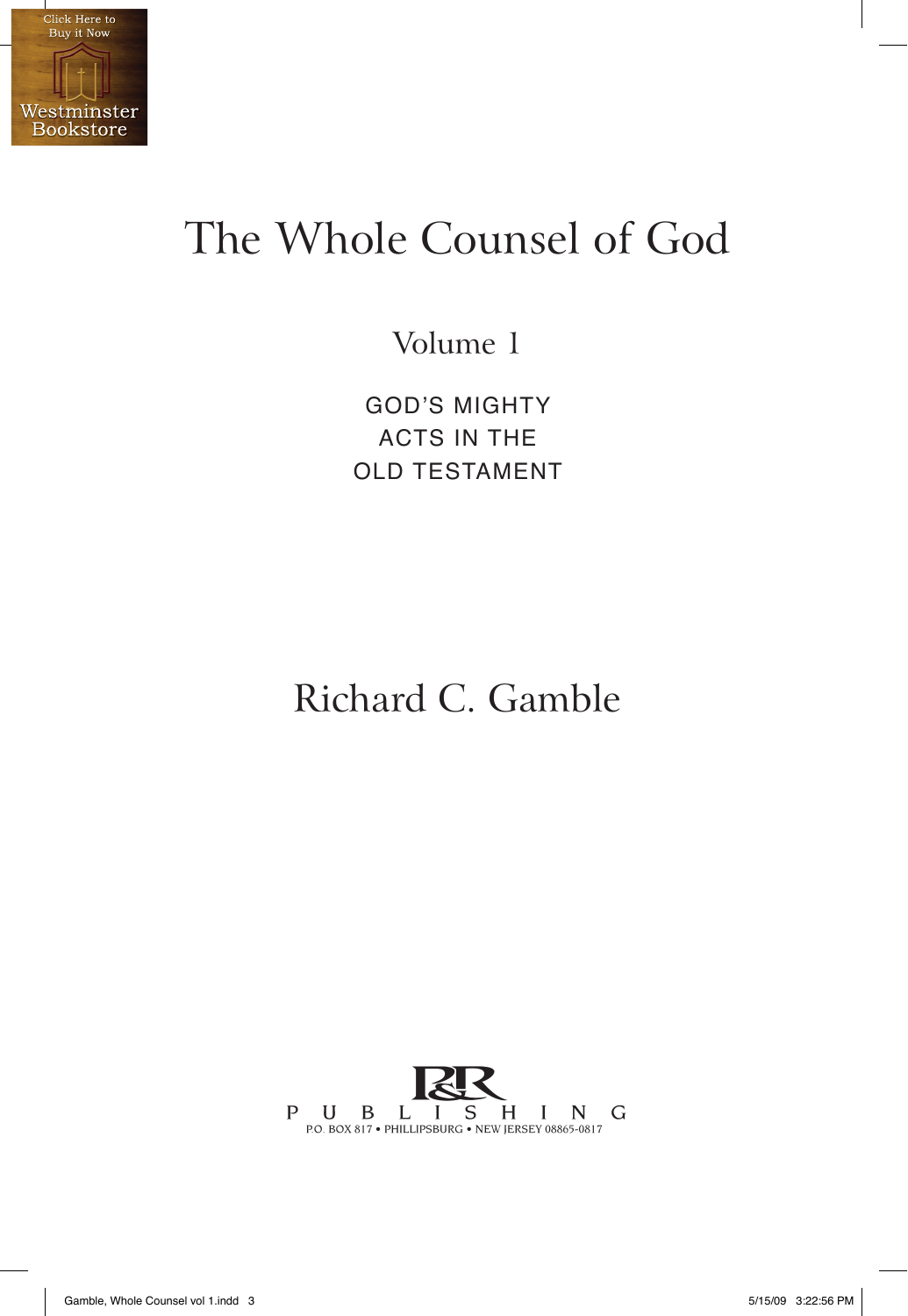# The Whole Counsel of God

## Volume 1

GOD'S MIGHTY ACTS IN THE OLD TESTAMENT

Richard C. Gamble

P&R PUBLISHING
P.O. BOX 817 • PHILLIPSBURG • NEW JERSEY 08865-0817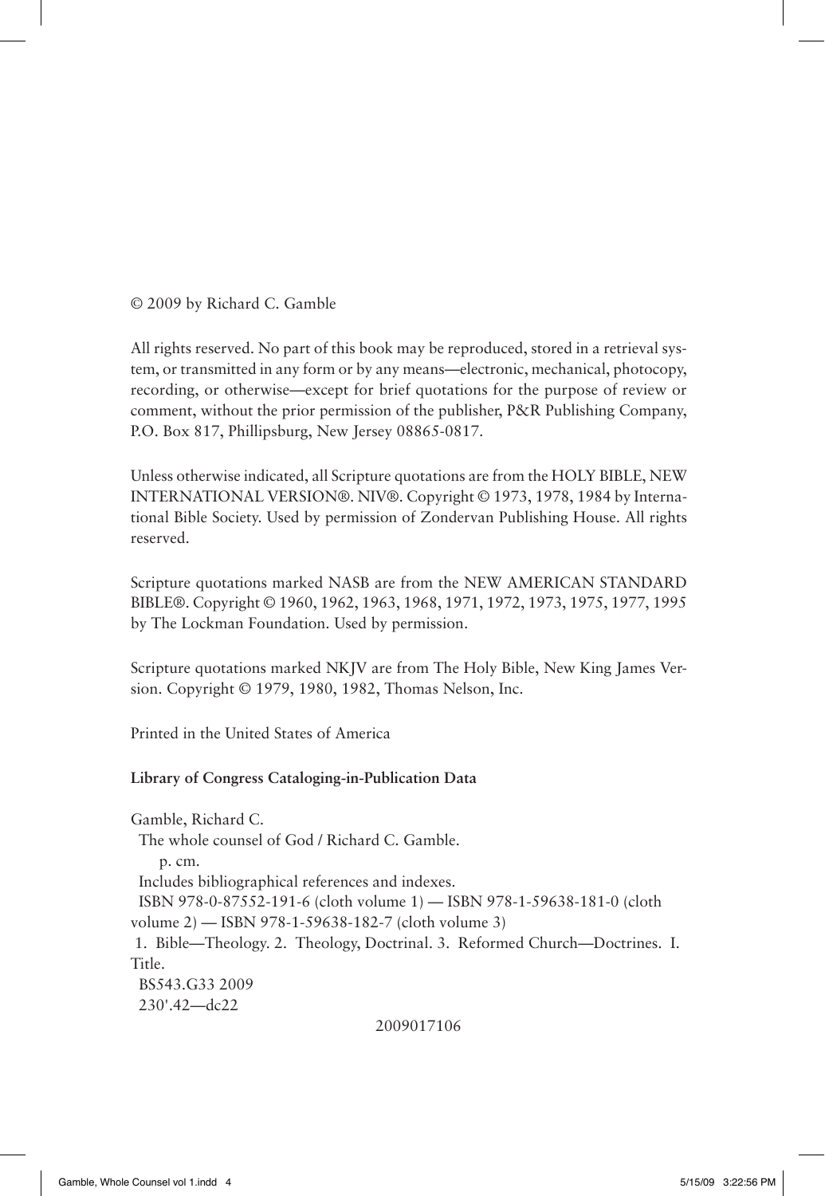© 2009 by Richard C. Gamble

All rights reserved. No part of this book may be reproduced, stored in a retrieval system, or transmitted in any form or by any means—electronic, mechanical, photocopy, recording, or otherwise—except for brief quotations for the purpose of review or comment, without the prior permission of the publisher, P&R Publishing Company, P.O. Box 817, Phillipsburg, New Jersey 08865-0817.

Unless otherwise indicated, all Scripture quotations are from the HOLY BIBLE, NEW INTERNATIONAL VERSION®. NIV®. Copyright © 1973, 1978, 1984 by International Bible Society. Used by permission of Zondervan Publishing House. All rights reserved.

Scripture quotations marked NASB are from the NEW AMERICAN STANDARD BIBLE®. Copyright © 1960, 1962, 1963, 1968, 1971, 1972, 1973, 1975, 1977, 1995 by The Lockman Foundation. Used by permission.

Scripture quotations marked NKJV are from The Holy Bible, New King James Version. Copyright © 1979, 1980, 1982, Thomas Nelson, Inc.

Printed in the United States of America

**Library of Congress Cataloging-in-Publication Data**

Gamble, Richard C.
The whole counsel of God / Richard C. Gamble.
p. cm.
Includes bibliographical references and indexes.
ISBN 978-0-87552-191-6 (cloth volume 1) — ISBN 978-1-59638-181-0 (cloth volume 2) — ISBN 978-1-59638-182-7 (cloth volume 3)
1. Bible—Theology. 2. Theology, Doctrinal. 3. Reformed Church—Doctrines. I. Title.
BS543.G33 2009
230'.42—dc22

2009017106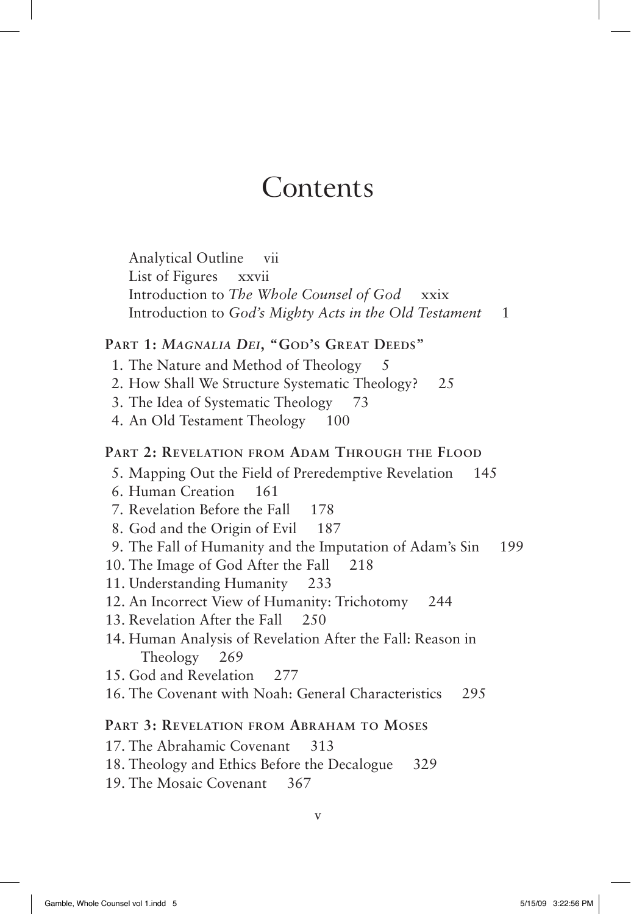# Contents

Analytical Outline vii
List of Figures xxvii
Introduction to *The Whole Counsel of God* xxix
Introduction to *God's Mighty Acts in the Old Testament* 1

## Part 1: *Magnalia Dei*, "God's Great Deeds"

1. The Nature and Method of Theology 5
2. How Shall We Structure Systematic Theology? 25
3. The Idea of Systematic Theology 73
4. An Old Testament Theology 100

## Part 2: Revelation from Adam Through the Flood

5. Mapping Out the Field of Preredemptive Revelation 145
6. Human Creation 161
7. Revelation Before the Fall 178
8. God and the Origin of Evil 187
9. The Fall of Humanity and the Imputation of Adam's Sin 199
10. The Image of God After the Fall 218
11. Understanding Humanity 233
12. An Incorrect View of Humanity: Trichotomy 244
13. Revelation After the Fall 250
14. Human Analysis of Revelation After the Fall: Reason in Theology 269
15. God and Revelation 277
16. The Covenant with Noah: General Characteristics 295

## Part 3: Revelation from Abraham to Moses

17. The Abrahamic Covenant 313
18. Theology and Ethics Before the Decalogue 329
19. The Mosaic Covenant 367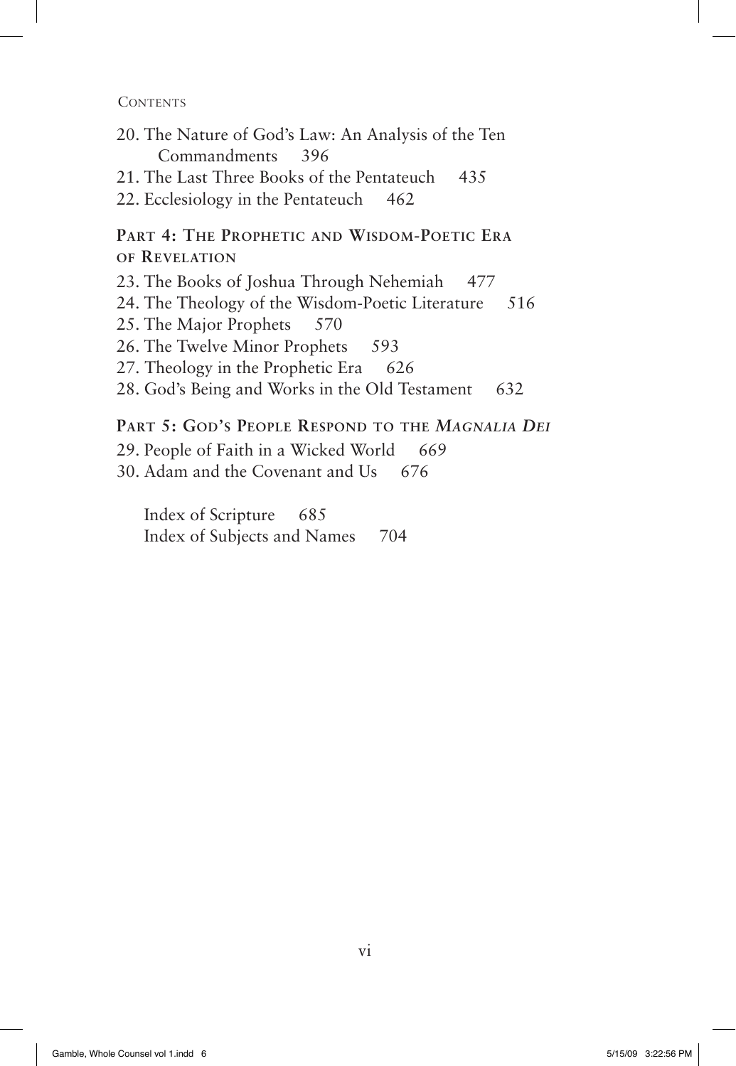20. The Nature of God's Law: An Analysis of the Ten Commandments 396
21. The Last Three Books of the Pentateuch 435
22. Ecclesiology in the Pentateuch 462

**Part 4: The Prophetic and Wisdom-Poetic Era of Revelation**

23. The Books of Joshua Through Nehemiah 477
24. The Theology of the Wisdom-Poetic Literature 516
25. The Major Prophets 570
26. The Twelve Minor Prophets 593
27. Theology in the Prophetic Era 626
28. God's Being and Works in the Old Testament 632

**Part 5: God's People Respond to the *Magnalia Dei***

29. People of Faith in a Wicked World 669
30. Adam and the Covenant and Us 676

Index of Scripture 685
Index of Subjects and Names 704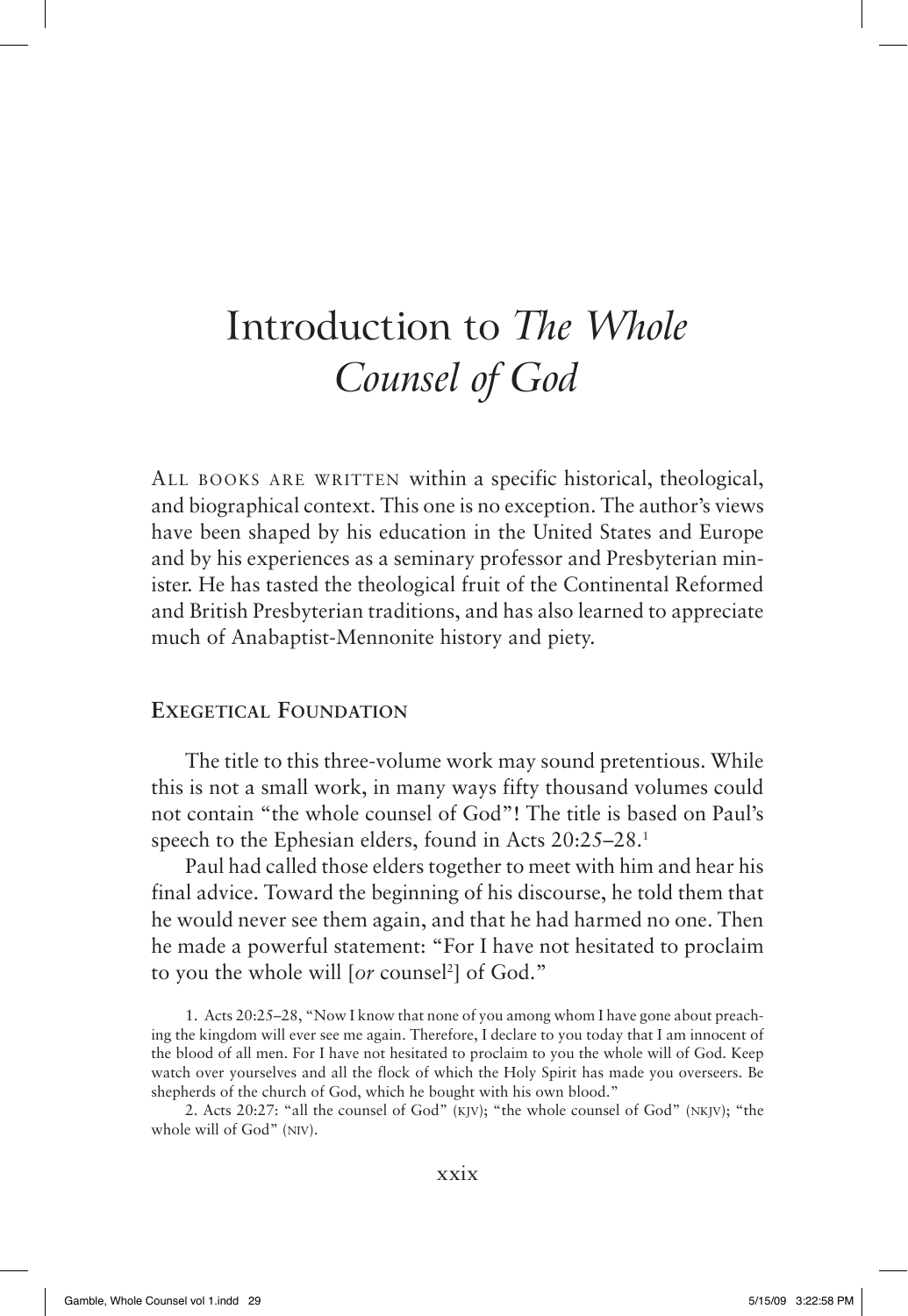# Introduction to *The Whole Counsel of God*

ALL BOOKS ARE WRITTEN within a specific historical, theological, and biographical context. This one is no exception. The author's views have been shaped by his education in the United States and Europe and by his experiences as a seminary professor and Presbyterian minister. He has tasted the theological fruit of the Continental Reformed and British Presbyterian traditions, and has also learned to appreciate much of Anabaptist-Mennonite history and piety.

## EXEGETICAL FOUNDATION

The title to this three-volume work may sound pretentious. While this is not a small work, in many ways fifty thousand volumes could not contain "the whole counsel of God"! The title is based on Paul's speech to the Ephesian elders, found in Acts 20:25–28.[1]

Paul had called those elders together to meet with him and hear his final advice. Toward the beginning of his discourse, he told them that he would never see them again, and that he had harmed no one. Then he made a powerful statement: "For I have not hesitated to proclaim to you the whole will [*or* counsel[2]] of God."

1. Acts 20:25–28, "Now I know that none of you among whom I have gone about preaching the kingdom will ever see me again. Therefore, I declare to you today that I am innocent of the blood of all men. For I have not hesitated to proclaim to you the whole will of God. Keep watch over yourselves and all the flock of which the Holy Spirit has made you overseers. Be shepherds of the church of God, which he bought with his own blood."

2. Acts 20:27: "all the counsel of God" (KJV); "the whole counsel of God" (NKJV); "the whole will of God" (NIV).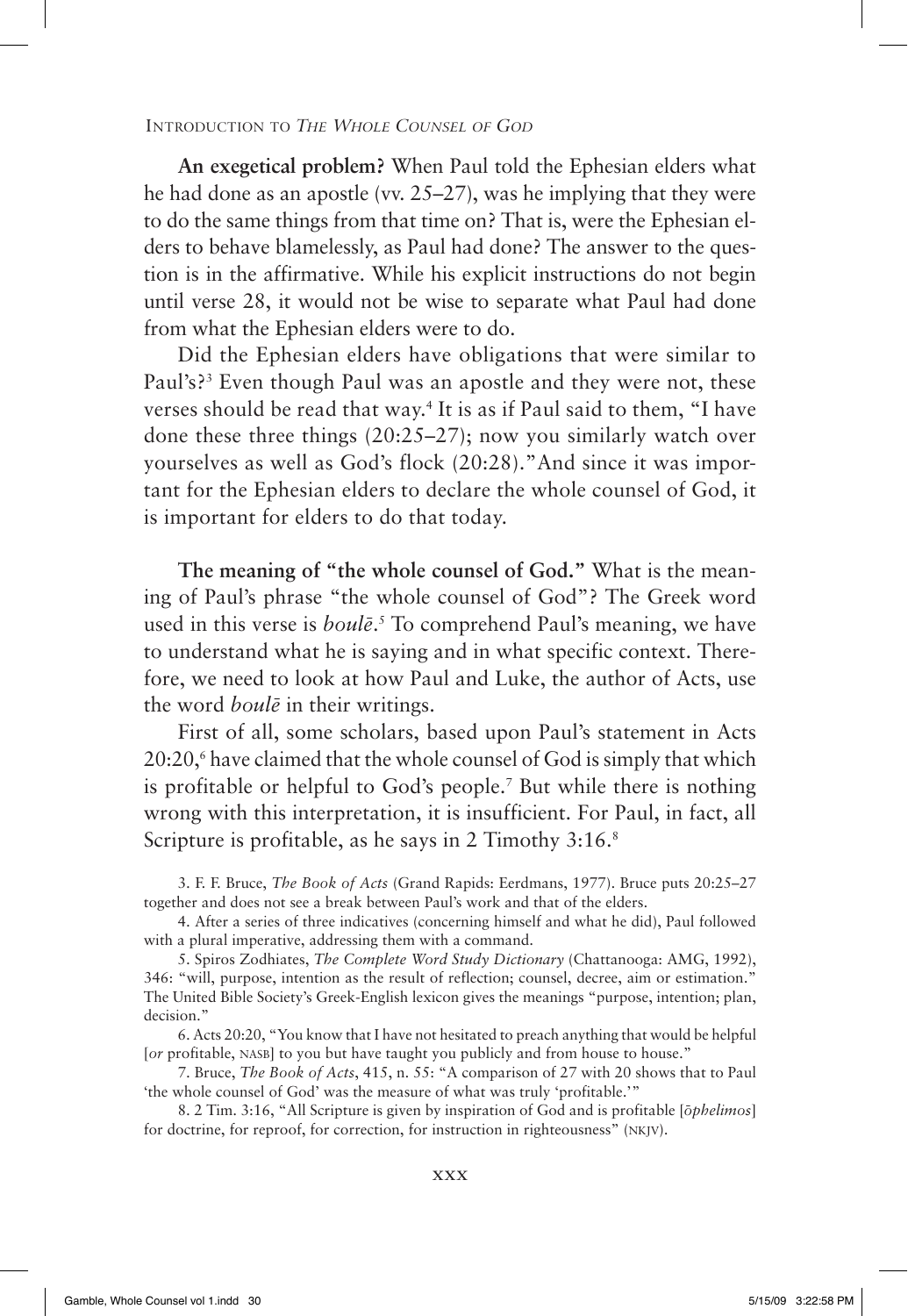**An exegetical problem?** When Paul told the Ephesian elders what he had done as an apostle (vv. 25–27), was he implying that they were to do the same things from that time on? That is, were the Ephesian elders to behave blamelessly, as Paul had done? The answer to the question is in the affirmative. While his explicit instructions do not begin until verse 28, it would not be wise to separate what Paul had done from what the Ephesian elders were to do.

Did the Ephesian elders have obligations that were similar to Paul's?[3] Even though Paul was an apostle and they were not, these verses should be read that way.[4] It is as if Paul said to them, "I have done these three things (20:25–27); now you similarly watch over yourselves as well as God's flock (20:28)." And since it was important for the Ephesian elders to declare the whole counsel of God, it is important for elders to do that today.

**The meaning of "the whole counsel of God."** What is the meaning of Paul's phrase "the whole counsel of God"? The Greek word used in this verse is *boulē*.[5] To comprehend Paul's meaning, we have to understand what he is saying and in what specific context. Therefore, we need to look at how Paul and Luke, the author of Acts, use the word *boulē* in their writings.

First of all, some scholars, based upon Paul's statement in Acts 20:20,[6] have claimed that the whole counsel of God is simply that which is profitable or helpful to God's people.[7] But while there is nothing wrong with this interpretation, it is insufficient. For Paul, in fact, all Scripture is profitable, as he says in 2 Timothy 3:16.[8]

3. F. F. Bruce, *The Book of Acts* (Grand Rapids: Eerdmans, 1977). Bruce puts 20:25–27 together and does not see a break between Paul's work and that of the elders.

4. After a series of three indicatives (concerning himself and what he did), Paul followed with a plural imperative, addressing them with a command.

5. Spiros Zodhiates, *The Complete Word Study Dictionary* (Chattanooga: AMG, 1992), 346: "will, purpose, intention as the result of reflection; counsel, decree, aim or estimation." The United Bible Society's Greek-English lexicon gives the meanings "purpose, intention; plan, decision."

6. Acts 20:20, "You know that I have not hesitated to preach anything that would be helpful [*or* profitable, NASB] to you but have taught you publicly and from house to house."

7. Bruce, *The Book of Acts*, 415, n. 55: "A comparison of 27 with 20 shows that to Paul 'the whole counsel of God' was the measure of what was truly 'profitable.'"

8. 2 Tim. 3:16, "All Scripture is given by inspiration of God and is profitable [*ōphelimos*] for doctrine, for reproof, for correction, for instruction in righteousness" (NKJV).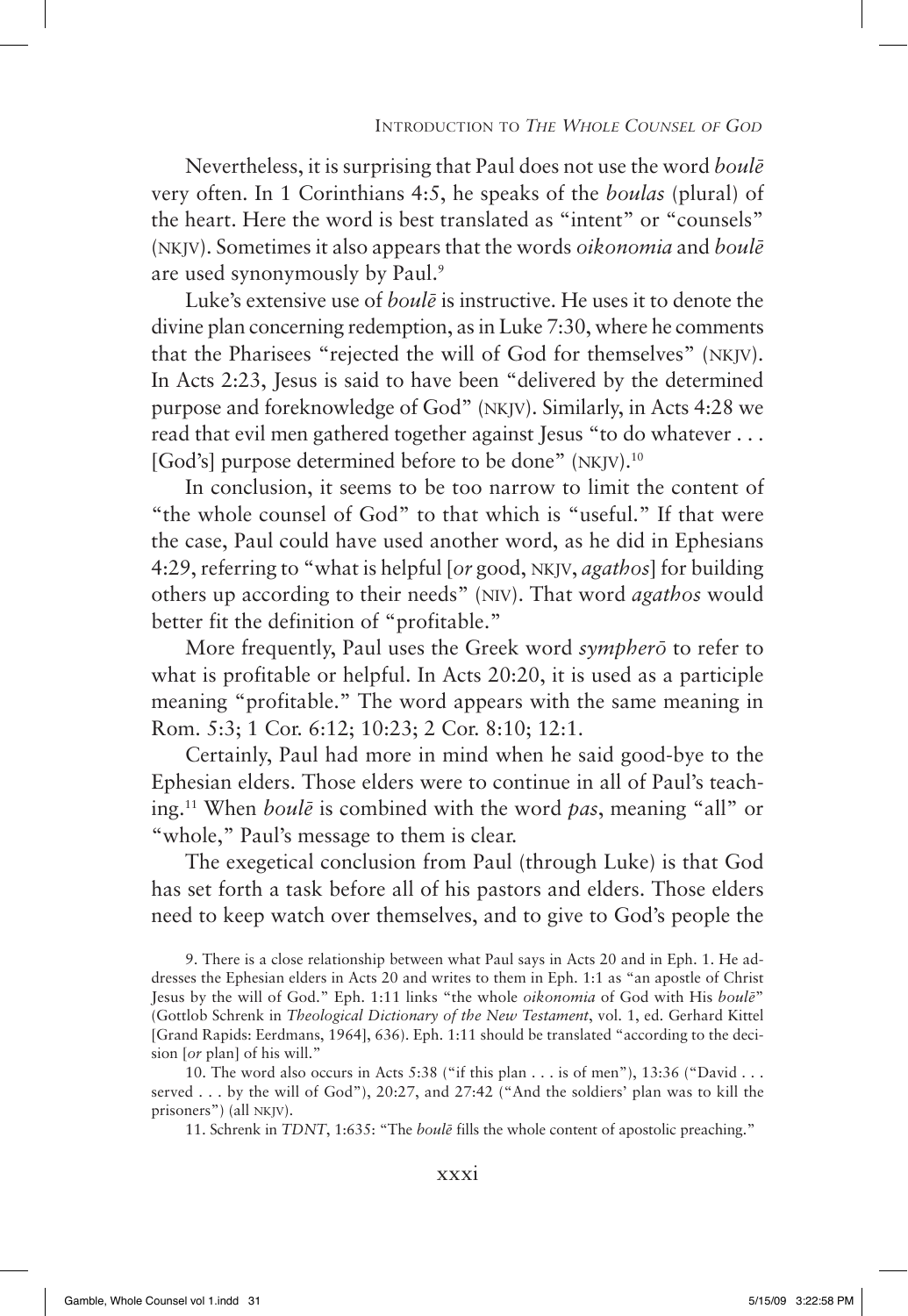Nevertheless, it is surprising that Paul does not use the word *boulē* very often. In 1 Corinthians 4:5, he speaks of the *boulas* (plural) of the heart. Here the word is best translated as "intent" or "counsels" (NKJV). Sometimes it also appears that the words *oikonomia* and *boulē* are used synonymously by Paul.[9]

Luke's extensive use of *boulē* is instructive. He uses it to denote the divine plan concerning redemption, as in Luke 7:30, where he comments that the Pharisees "rejected the will of God for themselves" (NKJV). In Acts 2:23, Jesus is said to have been "delivered by the determined purpose and foreknowledge of God" (NKJV). Similarly, in Acts 4:28 we read that evil men gathered together against Jesus "to do whatever . . . [God's] purpose determined before to be done" (NKJV).[10]

In conclusion, it seems to be too narrow to limit the content of "the whole counsel of God" to that which is "useful." If that were the case, Paul could have used another word, as he did in Ephesians 4:29, referring to "what is helpful [*or* good, NKJV, *agathos*] for building others up according to their needs" (NIV). That word *agathos* would better fit the definition of "profitable."

More frequently, Paul uses the Greek word *sympherō* to refer to what is profitable or helpful. In Acts 20:20, it is used as a participle meaning "profitable." The word appears with the same meaning in Rom. 5:3; 1 Cor. 6:12; 10:23; 2 Cor. 8:10; 12:1.

Certainly, Paul had more in mind when he said good-bye to the Ephesian elders. Those elders were to continue in all of Paul's teaching.[11] When *boulē* is combined with the word *pas*, meaning "all" or "whole," Paul's message to them is clear.

The exegetical conclusion from Paul (through Luke) is that God has set forth a task before all of his pastors and elders. Those elders need to keep watch over themselves, and to give to God's people the

9. There is a close relationship between what Paul says in Acts 20 and in Eph. 1. He addresses the Ephesian elders in Acts 20 and writes to them in Eph. 1:1 as "an apostle of Christ Jesus by the will of God." Eph. 1:11 links "the whole *oikonomia* of God with His *boulē*" (Gottlob Schrenk in *Theological Dictionary of the New Testament*, vol. 1, ed. Gerhard Kittel [Grand Rapids: Eerdmans, 1964], 636). Eph. 1:11 should be translated "according to the decision [*or* plan] of his will."

10. The word also occurs in Acts 5:38 ("if this plan . . . is of men"), 13:36 ("David . . . served . . . by the will of God"), 20:27, and 27:42 ("And the soldiers' plan was to kill the prisoners") (all NKJV).

11. Schrenk in *TDNT*, 1:635: "The *boulē* fills the whole content of apostolic preaching."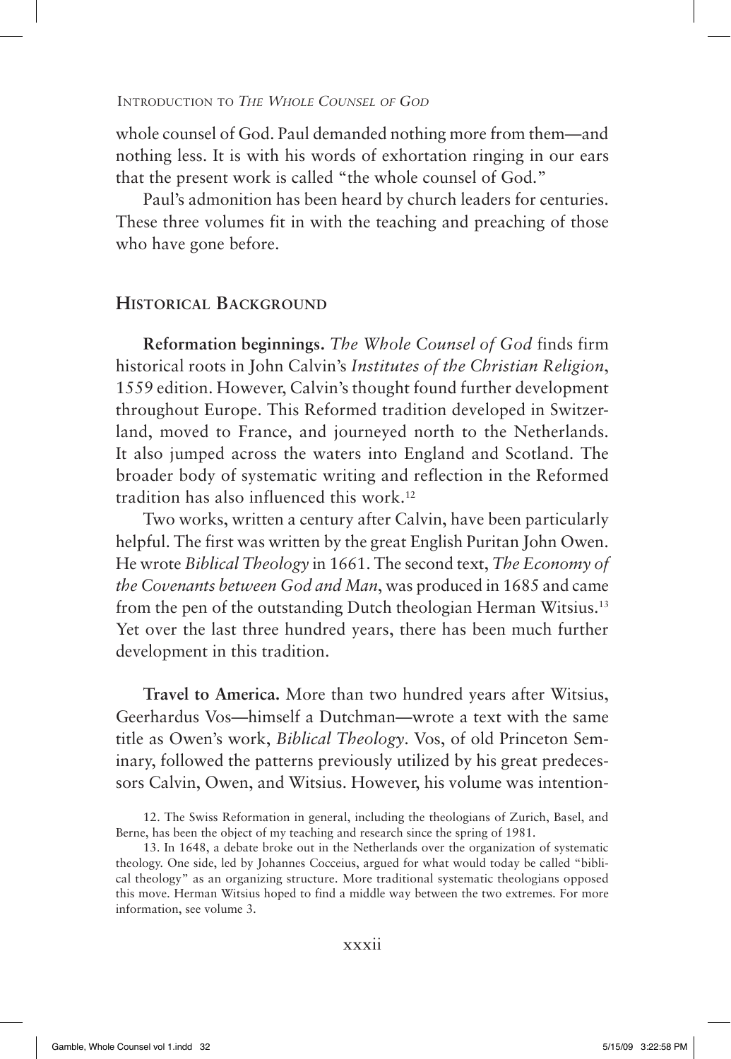whole counsel of God. Paul demanded nothing more from them—and nothing less. It is with his words of exhortation ringing in our ears that the present work is called "the whole counsel of God."

Paul's admonition has been heard by church leaders for centuries. These three volumes fit in with the teaching and preaching of those who have gone before.

## Historical Background

**Reformation beginnings.** *The Whole Counsel of God* finds firm historical roots in John Calvin's *Institutes of the Christian Religion*, 1559 edition. However, Calvin's thought found further development throughout Europe. This Reformed tradition developed in Switzerland, moved to France, and journeyed north to the Netherlands. It also jumped across the waters into England and Scotland. The broader body of systematic writing and reflection in the Reformed tradition has also influenced this work.[12]

Two works, written a century after Calvin, have been particularly helpful. The first was written by the great English Puritan John Owen. He wrote *Biblical Theology* in 1661. The second text, *The Economy of the Covenants between God and Man*, was produced in 1685 and came from the pen of the outstanding Dutch theologian Herman Witsius.[13] Yet over the last three hundred years, there has been much further development in this tradition.

**Travel to America.** More than two hundred years after Witsius, Geerhardus Vos—himself a Dutchman—wrote a text with the same title as Owen's work, *Biblical Theology*. Vos, of old Princeton Seminary, followed the patterns previously utilized by his great predecessors Calvin, Owen, and Witsius. However, his volume was intention-

12. The Swiss Reformation in general, including the theologians of Zurich, Basel, and Berne, has been the object of my teaching and research since the spring of 1981.

13. In 1648, a debate broke out in the Netherlands over the organization of systematic theology. One side, led by Johannes Cocceius, argued for what would today be called "biblical theology" as an organizing structure. More traditional systematic theologians opposed this move. Herman Witsius hoped to find a middle way between the two extremes. For more information, see volume 3.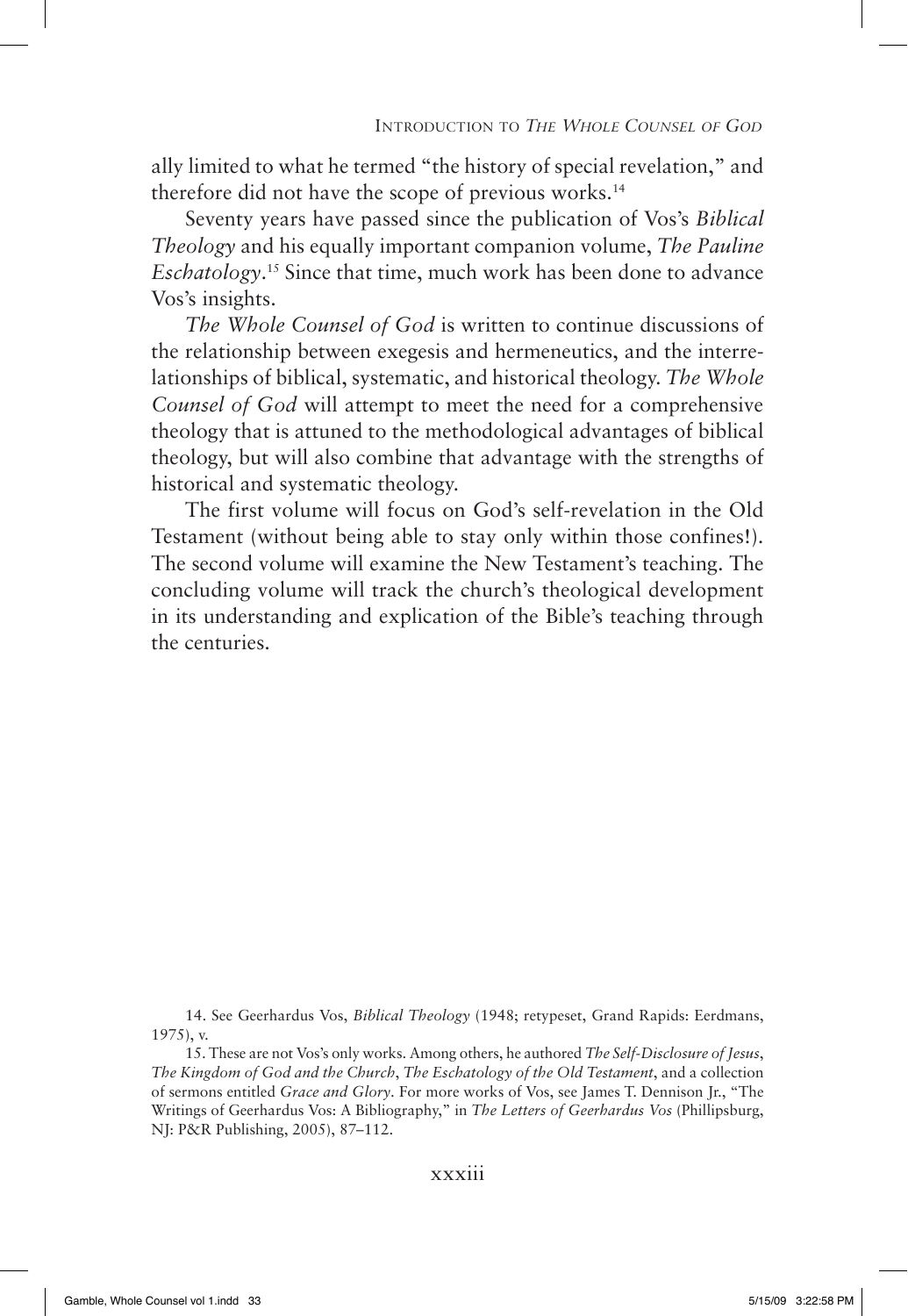ally limited to what he termed "the history of special revelation," and therefore did not have the scope of previous works.[14]

Seventy years have passed since the publication of Vos's *Biblical Theology* and his equally important companion volume, *The Pauline Eschatology*.[15] Since that time, much work has been done to advance Vos's insights.

*The Whole Counsel of God* is written to continue discussions of the relationship between exegesis and hermeneutics, and the interrelationships of biblical, systematic, and historical theology. *The Whole Counsel of God* will attempt to meet the need for a comprehensive theology that is attuned to the methodological advantages of biblical theology, but will also combine that advantage with the strengths of historical and systematic theology.

The first volume will focus on God's self-revelation in the Old Testament (without being able to stay only within those confines!). The second volume will examine the New Testament's teaching. The concluding volume will track the church's theological development in its understanding and explication of the Bible's teaching through the centuries.

14. See Geerhardus Vos, *Biblical Theology* (1948; retypeset, Grand Rapids: Eerdmans, 1975), v.

15. These are not Vos's only works. Among others, he authored *The Self-Disclosure of Jesus*, *The Kingdom of God and the Church*, *The Eschatology of the Old Testament*, and a collection of sermons entitled *Grace and Glory*. For more works of Vos, see James T. Dennison Jr., "The Writings of Geerhardus Vos: A Bibliography," in *The Letters of Geerhardus Vos* (Phillipsburg, NJ: P&R Publishing, 2005), 87–112.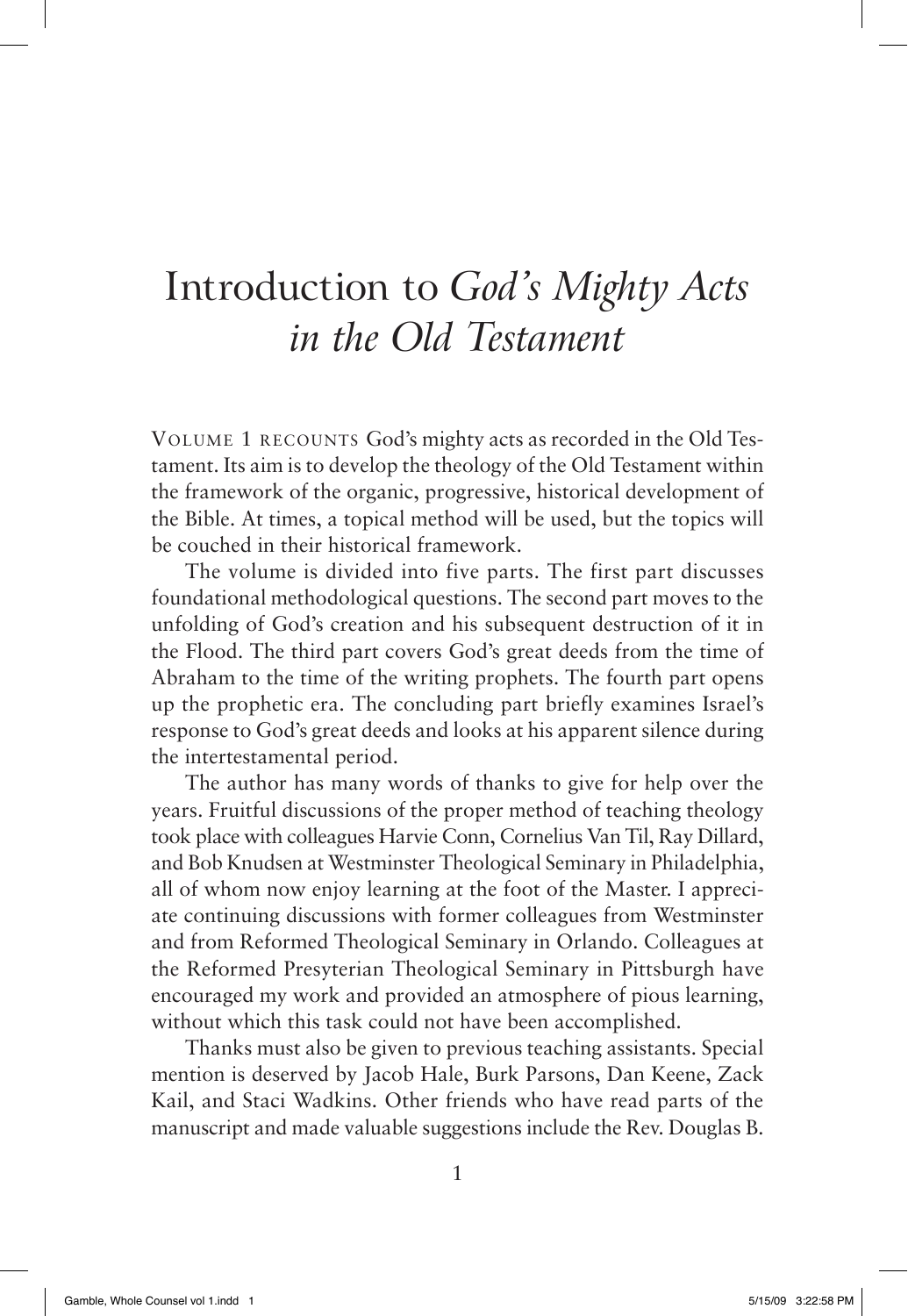# Introduction to *God's Mighty Acts in the Old Testament*

VOLUME 1 RECOUNTS God's mighty acts as recorded in the Old Testament. Its aim is to develop the theology of the Old Testament within the framework of the organic, progressive, historical development of the Bible. At times, a topical method will be used, but the topics will be couched in their historical framework.

The volume is divided into five parts. The first part discusses foundational methodological questions. The second part moves to the unfolding of God's creation and his subsequent destruction of it in the Flood. The third part covers God's great deeds from the time of Abraham to the time of the writing prophets. The fourth part opens up the prophetic era. The concluding part briefly examines Israel's response to God's great deeds and looks at his apparent silence during the intertestamental period.

The author has many words of thanks to give for help over the years. Fruitful discussions of the proper method of teaching theology took place with colleagues Harvie Conn, Cornelius Van Til, Ray Dillard, and Bob Knudsen at Westminster Theological Seminary in Philadelphia, all of whom now enjoy learning at the foot of the Master. I appreciate continuing discussions with former colleagues from Westminster and from Reformed Theological Seminary in Orlando. Colleagues at the Reformed Presyterian Theological Seminary in Pittsburgh have encouraged my work and provided an atmosphere of pious learning, without which this task could not have been accomplished.

Thanks must also be given to previous teaching assistants. Special mention is deserved by Jacob Hale, Burk Parsons, Dan Keene, Zack Kail, and Staci Wadkins. Other friends who have read parts of the manuscript and made valuable suggestions include the Rev. Douglas B.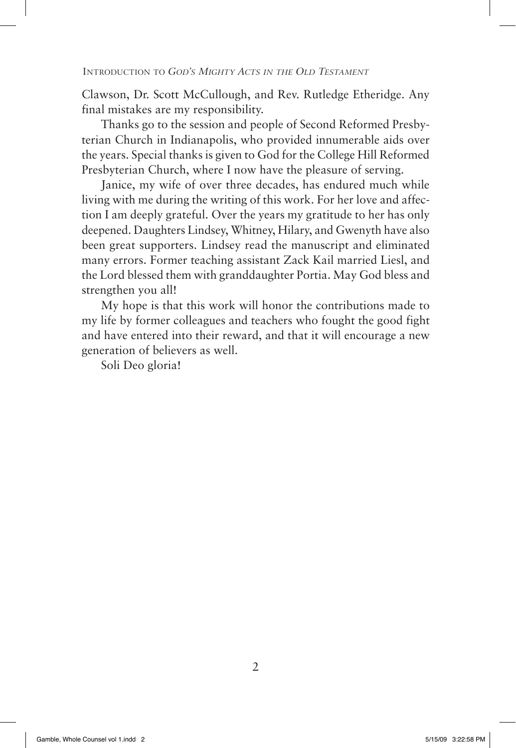Clawson, Dr. Scott McCullough, and Rev. Rutledge Etheridge. Any final mistakes are my responsibility.

Thanks go to the session and people of Second Reformed Presbyterian Church in Indianapolis, who provided innumerable aids over the years. Special thanks is given to God for the College Hill Reformed Presbyterian Church, where I now have the pleasure of serving.

Janice, my wife of over three decades, has endured much while living with me during the writing of this work. For her love and affection I am deeply grateful. Over the years my gratitude to her has only deepened. Daughters Lindsey, Whitney, Hilary, and Gwenyth have also been great supporters. Lindsey read the manuscript and eliminated many errors. Former teaching assistant Zack Kail married Liesl, and the Lord blessed them with granddaughter Portia. May God bless and strengthen you all!

My hope is that this work will honor the contributions made to my life by former colleagues and teachers who fought the good fight and have entered into their reward, and that it will encourage a new generation of believers as well.

Soli Deo gloria!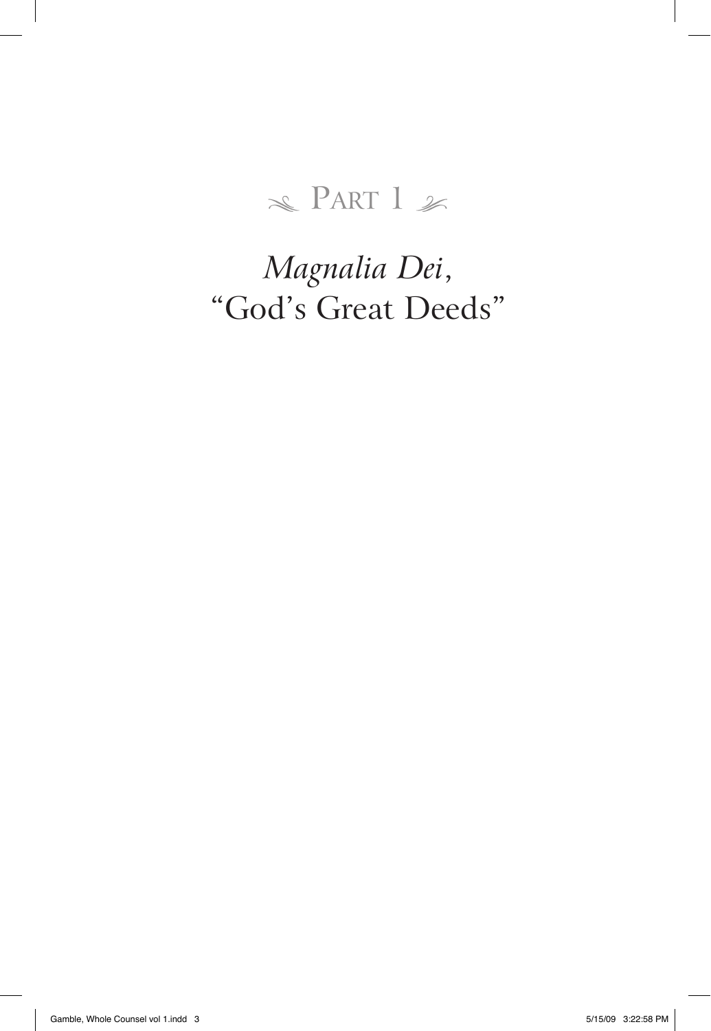# Part 1

## *Magnalia Dei*, "God's Great Deeds"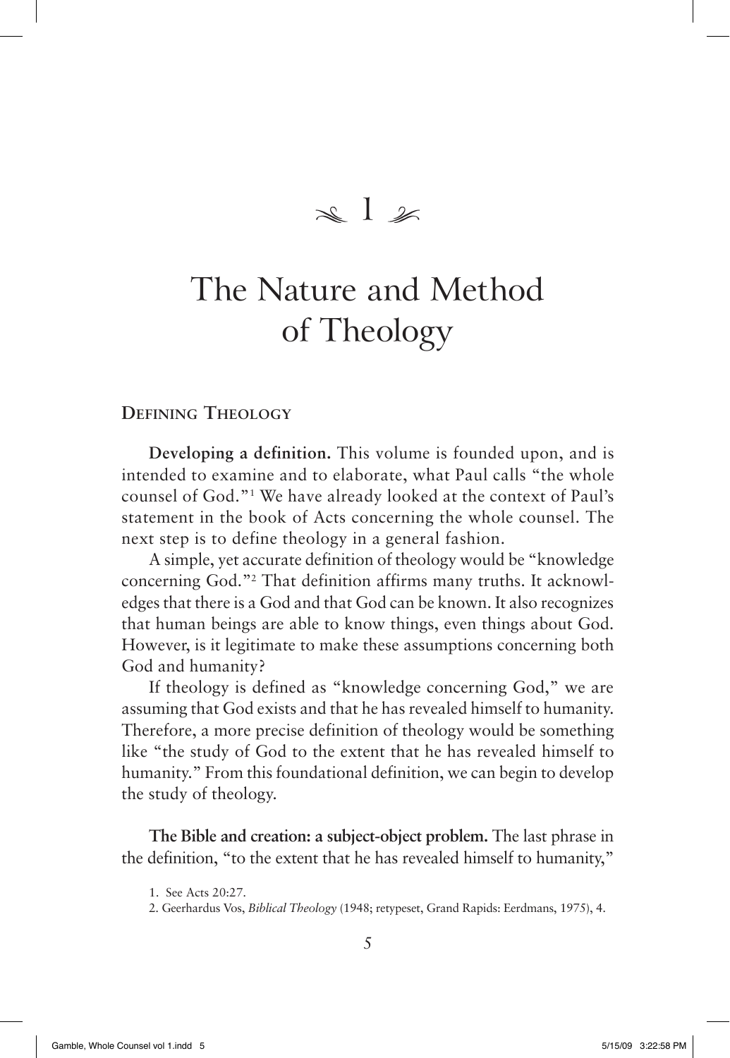# 1

# The Nature and Method of Theology

## Defining Theology

**Developing a definition.** This volume is founded upon, and is intended to examine and to elaborate, what Paul calls "the whole counsel of God."[1] We have already looked at the context of Paul's statement in the book of Acts concerning the whole counsel. The next step is to define theology in a general fashion.

A simple, yet accurate definition of theology would be "knowledge concerning God."[2] That definition affirms many truths. It acknowledges that there is a God and that God can be known. It also recognizes that human beings are able to know things, even things about God. However, is it legitimate to make these assumptions concerning both God and humanity?

If theology is defined as "knowledge concerning God," we are assuming that God exists and that he has revealed himself to humanity. Therefore, a more precise definition of theology would be something like "the study of God to the extent that he has revealed himself to humanity." From this foundational definition, we can begin to develop the study of theology.

**The Bible and creation: a subject-object problem.** The last phrase in the definition, "to the extent that he has revealed himself to humanity,"

1. See Acts 20:27.

2. Geerhardus Vos, *Biblical Theology* (1948; retypeset, Grand Rapids: Eerdmans, 1975), 4.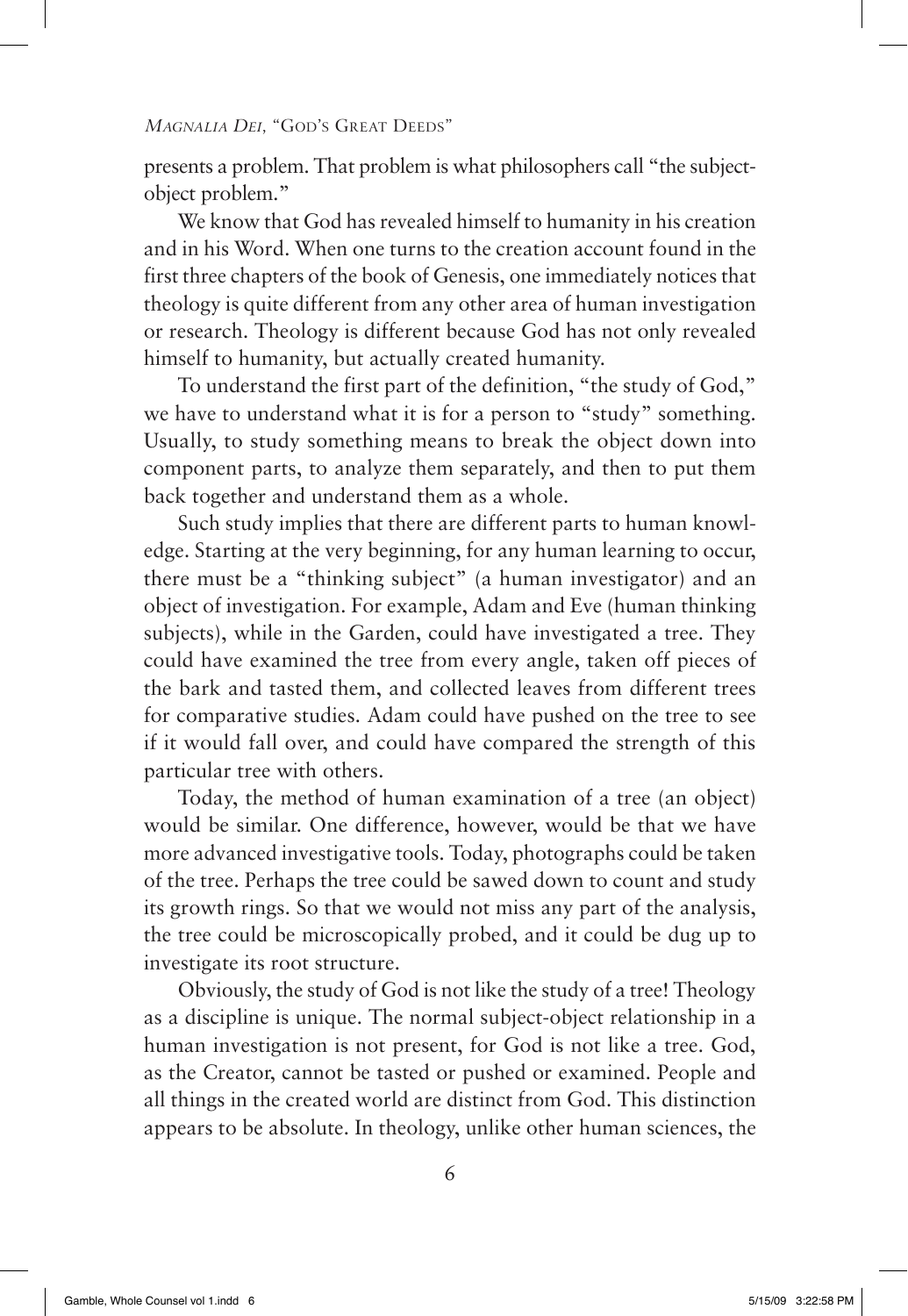presents a problem. That problem is what philosophers call "the subject-object problem."

We know that God has revealed himself to humanity in his creation and in his Word. When one turns to the creation account found in the first three chapters of the book of Genesis, one immediately notices that theology is quite different from any other area of human investigation or research. Theology is different because God has not only revealed himself to humanity, but actually created humanity.

To understand the first part of the definition, "the study of God," we have to understand what it is for a person to "study" something. Usually, to study something means to break the object down into component parts, to analyze them separately, and then to put them back together and understand them as a whole.

Such study implies that there are different parts to human knowledge. Starting at the very beginning, for any human learning to occur, there must be a "thinking subject" (a human investigator) and an object of investigation. For example, Adam and Eve (human thinking subjects), while in the Garden, could have investigated a tree. They could have examined the tree from every angle, taken off pieces of the bark and tasted them, and collected leaves from different trees for comparative studies. Adam could have pushed on the tree to see if it would fall over, and could have compared the strength of this particular tree with others.

Today, the method of human examination of a tree (an object) would be similar. One difference, however, would be that we have more advanced investigative tools. Today, photographs could be taken of the tree. Perhaps the tree could be sawed down to count and study its growth rings. So that we would not miss any part of the analysis, the tree could be microscopically probed, and it could be dug up to investigate its root structure.

Obviously, the study of God is not like the study of a tree! Theology as a discipline is unique. The normal subject-object relationship in a human investigation is not present, for God is not like a tree. God, as the Creator, cannot be tasted or pushed or examined. People and all things in the created world are distinct from God. This distinction appears to be absolute. In theology, unlike other human sciences, the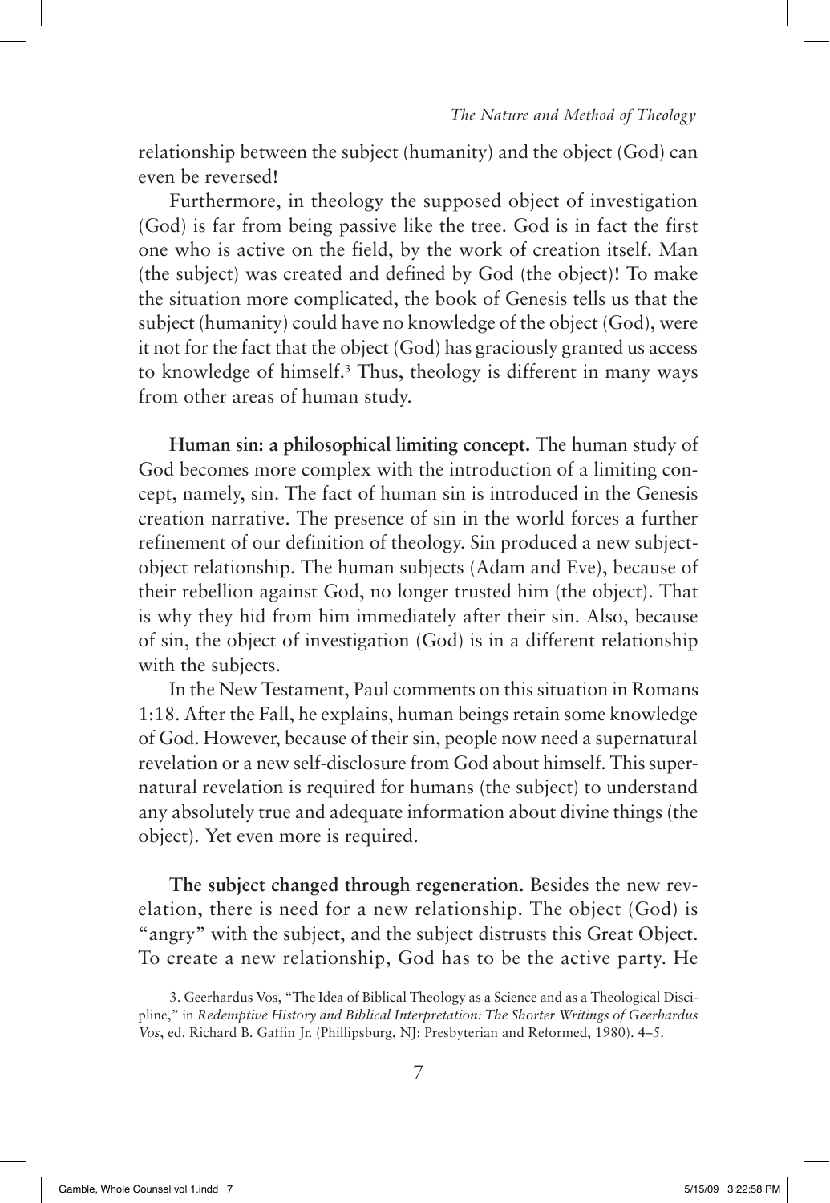relationship between the subject (humanity) and the object (God) can even be reversed!

Furthermore, in theology the supposed object of investigation (God) is far from being passive like the tree. God is in fact the first one who is active on the field, by the work of creation itself. Man (the subject) was created and defined by God (the object)! To make the situation more complicated, the book of Genesis tells us that the subject (humanity) could have no knowledge of the object (God), were it not for the fact that the object (God) has graciously granted us access to knowledge of himself.[3] Thus, theology is different in many ways from other areas of human study.

**Human sin: a philosophical limiting concept.** The human study of God becomes more complex with the introduction of a limiting concept, namely, sin. The fact of human sin is introduced in the Genesis creation narrative. The presence of sin in the world forces a further refinement of our definition of theology. Sin produced a new subject-object relationship. The human subjects (Adam and Eve), because of their rebellion against God, no longer trusted him (the object). That is why they hid from him immediately after their sin. Also, because of sin, the object of investigation (God) is in a different relationship with the subjects.

In the New Testament, Paul comments on this situation in Romans 1:18. After the Fall, he explains, human beings retain some knowledge of God. However, because of their sin, people now need a supernatural revelation or a new self-disclosure from God about himself. This supernatural revelation is required for humans (the subject) to understand any absolutely true and adequate information about divine things (the object). Yet even more is required.

**The subject changed through regeneration.** Besides the new revelation, there is need for a new relationship. The object (God) is "angry" with the subject, and the subject distrusts this Great Object. To create a new relationship, God has to be the active party. He

3. Geerhardus Vos, "The Idea of Biblical Theology as a Science and as a Theological Discipline," in *Redemptive History and Biblical Interpretation: The Shorter Writings of Geerhardus Vos*, ed. Richard B. Gaffin Jr. (Phillipsburg, NJ: Presbyterian and Reformed, 1980). 4–5.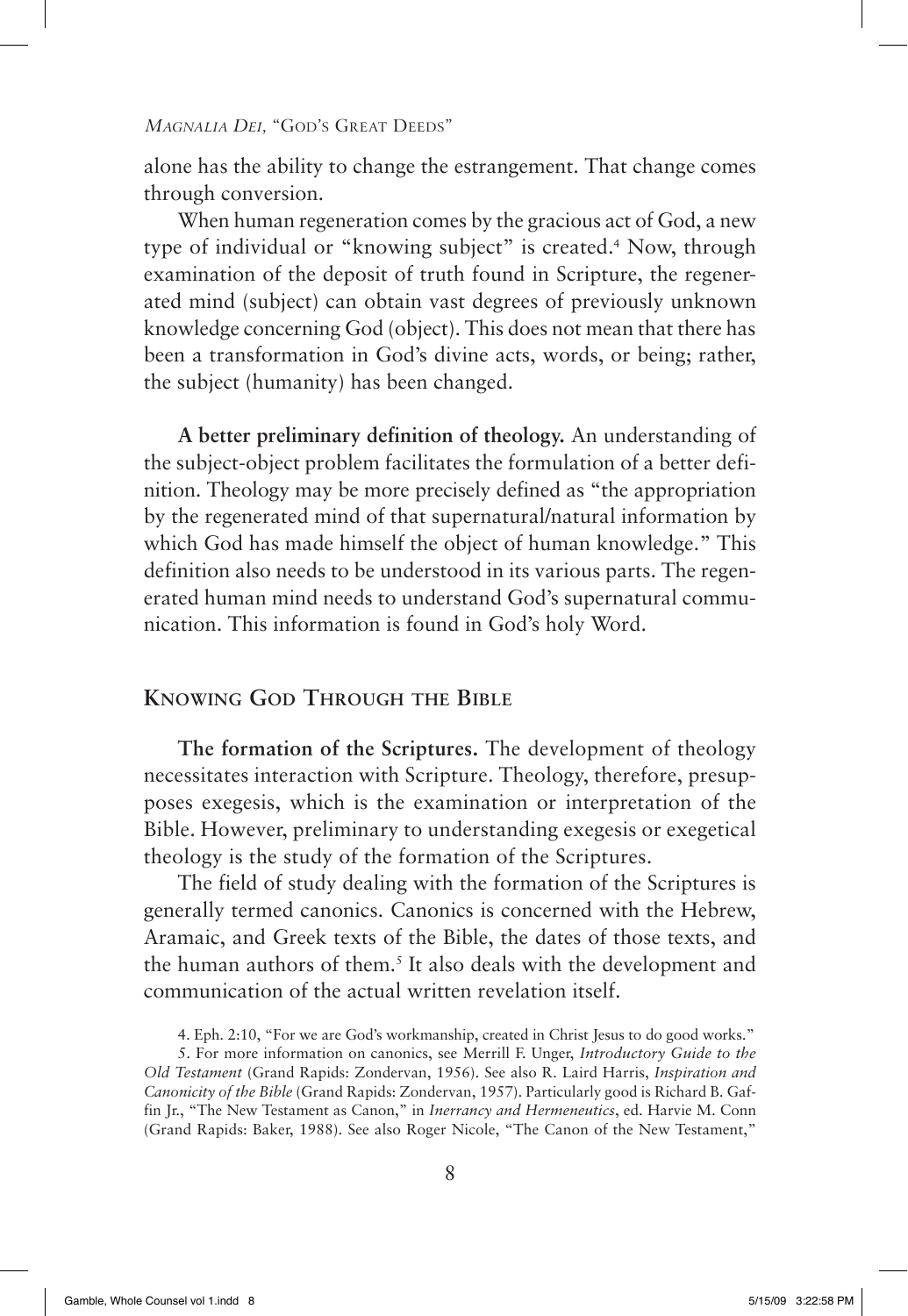alone has the ability to change the estrangement. That change comes through conversion.

When human regeneration comes by the gracious act of God, a new type of individual or "knowing subject" is created.[4] Now, through examination of the deposit of truth found in Scripture, the regenerated mind (subject) can obtain vast degrees of previously unknown knowledge concerning God (object). This does not mean that there has been a transformation in God's divine acts, words, or being; rather, the subject (humanity) has been changed.

**A better preliminary definition of theology.** An understanding of the subject-object problem facilitates the formulation of a better definition. Theology may be more precisely defined as "the appropriation by the regenerated mind of that supernatural/natural information by which God has made himself the object of human knowledge." This definition also needs to be understood in its various parts. The regenerated human mind needs to understand God's supernatural communication. This information is found in God's holy Word.

## Knowing God Through the Bible

**The formation of the Scriptures.** The development of theology necessitates interaction with Scripture. Theology, therefore, presupposes exegesis, which is the examination or interpretation of the Bible. However, preliminary to understanding exegesis or exegetical theology is the study of the formation of the Scriptures.

The field of study dealing with the formation of the Scriptures is generally termed canonics. Canonics is concerned with the Hebrew, Aramaic, and Greek texts of the Bible, the dates of those texts, and the human authors of them.[5] It also deals with the development and communication of the actual written revelation itself.

4. Eph. 2:10, "For we are God's workmanship, created in Christ Jesus to do good works."

5. For more information on canonics, see Merrill F. Unger, *Introductory Guide to the Old Testament* (Grand Rapids: Zondervan, 1956). See also R. Laird Harris, *Inspiration and Canonicity of the Bible* (Grand Rapids: Zondervan, 1957). Particularly good is Richard B. Gaffin Jr., "The New Testament as Canon," in *Inerrancy and Hermeneutics*, ed. Harvie M. Conn (Grand Rapids: Baker, 1988). See also Roger Nicole, "The Canon of the New Testament,"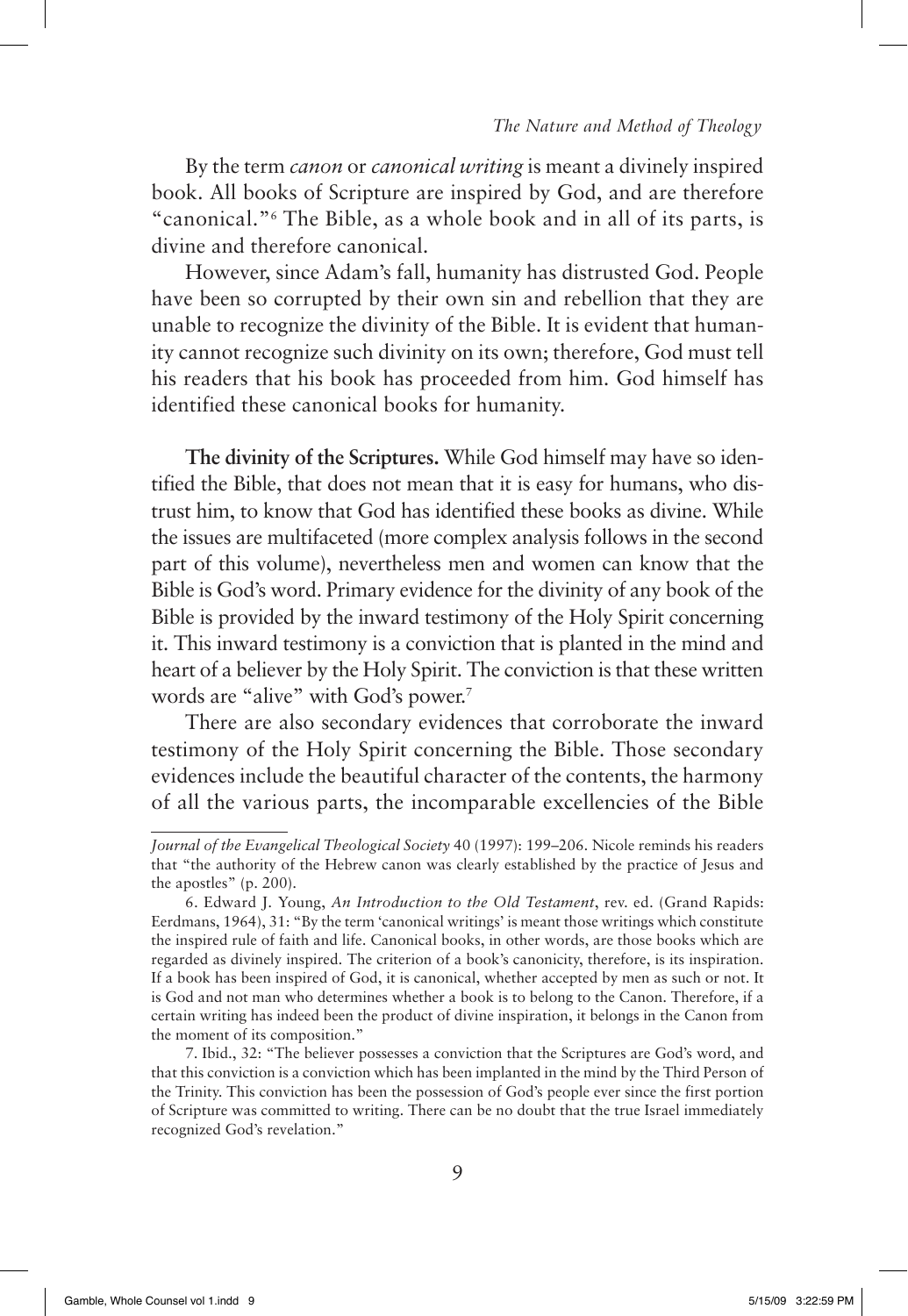By the term *canon* or *canonical writing* is meant a divinely inspired book. All books of Scripture are inspired by God, and are therefore "canonical."[6] The Bible, as a whole book and in all of its parts, is divine and therefore canonical.

However, since Adam's fall, humanity has distrusted God. People have been so corrupted by their own sin and rebellion that they are unable to recognize the divinity of the Bible. It is evident that humanity cannot recognize such divinity on its own; therefore, God must tell his readers that his book has proceeded from him. God himself has identified these canonical books for humanity.

**The divinity of the Scriptures.** While God himself may have so identified the Bible, that does not mean that it is easy for humans, who distrust him, to know that God has identified these books as divine. While the issues are multifaceted (more complex analysis follows in the second part of this volume), nevertheless men and women can know that the Bible is God's word. Primary evidence for the divinity of any book of the Bible is provided by the inward testimony of the Holy Spirit concerning it. This inward testimony is a conviction that is planted in the mind and heart of a believer by the Holy Spirit. The conviction is that these written words are "alive" with God's power.[7]

There are also secondary evidences that corroborate the inward testimony of the Holy Spirit concerning the Bible. Those secondary evidences include the beautiful character of the contents, the harmony of all the various parts, the incomparable excellencies of the Bible

---

*Journal of the Evangelical Theological Society* 40 (1997): 199–206. Nicole reminds his readers that "the authority of the Hebrew canon was clearly established by the practice of Jesus and the apostles" (p. 200).

6. Edward J. Young, *An Introduction to the Old Testament*, rev. ed. (Grand Rapids: Eerdmans, 1964), 31: "By the term 'canonical writings' is meant those writings which constitute the inspired rule of faith and life. Canonical books, in other words, are those books which are regarded as divinely inspired. The criterion of a book's canonicity, therefore, is its inspiration. If a book has been inspired of God, it is canonical, whether accepted by men as such or not. It is God and not man who determines whether a book is to belong to the Canon. Therefore, if a certain writing has indeed been the product of divine inspiration, it belongs in the Canon from the moment of its composition."

7. Ibid., 32: "The believer possesses a conviction that the Scriptures are God's word, and that this conviction is a conviction which has been implanted in the mind by the Third Person of the Trinity. This conviction has been the possession of God's people ever since the first portion of Scripture was committed to writing. There can be no doubt that the true Israel immediately recognized God's revelation."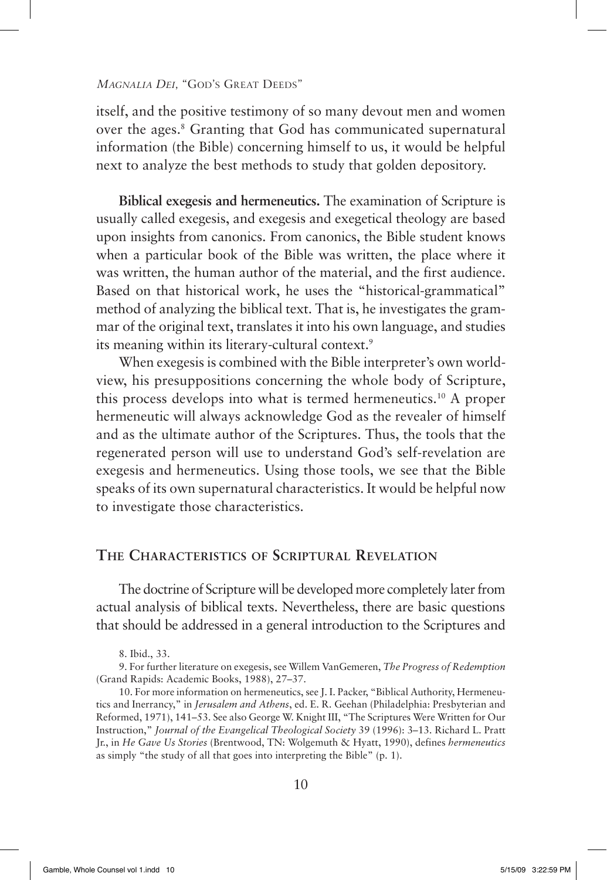itself, and the positive testimony of so many devout men and women over the ages.[8] Granting that God has communicated supernatural information (the Bible) concerning himself to us, it would be helpful next to analyze the best methods to study that golden depository.

**Biblical exegesis and hermeneutics.** The examination of Scripture is usually called exegesis, and exegesis and exegetical theology are based upon insights from canonics. From canonics, the Bible student knows when a particular book of the Bible was written, the place where it was written, the human author of the material, and the first audience. Based on that historical work, he uses the "historical-grammatical" method of analyzing the biblical text. That is, he investigates the grammar of the original text, translates it into his own language, and studies its meaning within its literary-cultural context.[9]

When exegesis is combined with the Bible interpreter's own worldview, his presuppositions concerning the whole body of Scripture, this process develops into what is termed hermeneutics.[10] A proper hermeneutic will always acknowledge God as the revealer of himself and as the ultimate author of the Scriptures. Thus, the tools that the regenerated person will use to understand God's self-revelation are exegesis and hermeneutics. Using those tools, we see that the Bible speaks of its own supernatural characteristics. It would be helpful now to investigate those characteristics.

## The Characteristics of Scriptural Revelation

The doctrine of Scripture will be developed more completely later from actual analysis of biblical texts. Nevertheless, there are basic questions that should be addressed in a general introduction to the Scriptures and

8. Ibid., 33.

9. For further literature on exegesis, see Willem VanGemeren, *The Progress of Redemption* (Grand Rapids: Academic Books, 1988), 27–37.

10. For more information on hermeneutics, see J. I. Packer, "Biblical Authority, Hermeneutics and Inerrancy," in *Jerusalem and Athens*, ed. E. R. Geehan (Philadelphia: Presbyterian and Reformed, 1971), 141–53. See also George W. Knight III, "The Scriptures Were Written for Our Instruction," *Journal of the Evangelical Theological Society* 39 (1996): 3–13. Richard L. Pratt Jr., in *He Gave Us Stories* (Brentwood, TN: Wolgemuth & Hyatt, 1990), defines *hermeneutics* as simply "the study of all that goes into interpreting the Bible" (p. 1).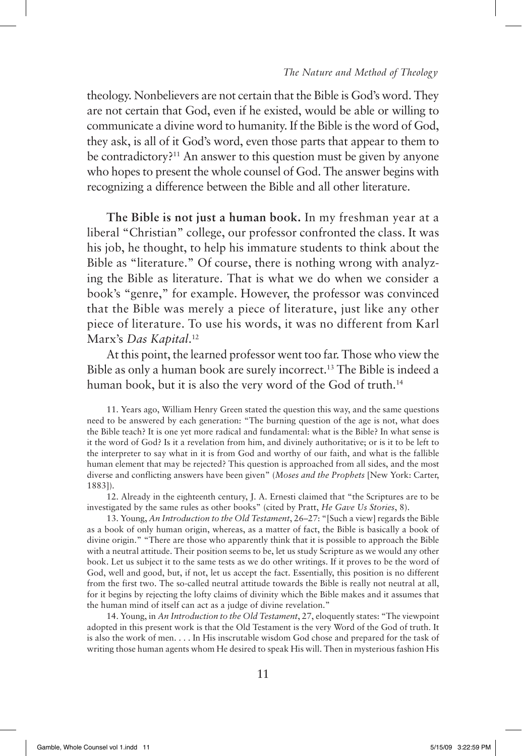theology. Nonbelievers are not certain that the Bible is God's word. They are not certain that God, even if he existed, would be able or willing to communicate a divine word to humanity. If the Bible is the word of God, they ask, is all of it God's word, even those parts that appear to them to be contradictory?[11] An answer to this question must be given by anyone who hopes to present the whole counsel of God. The answer begins with recognizing a difference between the Bible and all other literature.

**The Bible is not just a human book.** In my freshman year at a liberal "Christian" college, our professor confronted the class. It was his job, he thought, to help his immature students to think about the Bible as "literature." Of course, there is nothing wrong with analyzing the Bible as literature. That is what we do when we consider a book's "genre," for example. However, the professor was convinced that the Bible was merely a piece of literature, just like any other piece of literature. To use his words, it was no different from Karl Marx's *Das Kapital*.[12]

At this point, the learned professor went too far. Those who view the Bible as only a human book are surely incorrect.[13] The Bible is indeed a human book, but it is also the very word of the God of truth.[14]

11. Years ago, William Henry Green stated the question this way, and the same questions need to be answered by each generation: "The burning question of the age is not, what does the Bible teach? It is one yet more radical and fundamental: what is the Bible? In what sense is it the word of God? Is it a revelation from him, and divinely authoritative; or is it to be left to the interpreter to say what in it is from God and worthy of our faith, and what is the fallible human element that may be rejected? This question is approached from all sides, and the most diverse and conflicting answers have been given" (*Moses and the Prophets* [New York: Carter, 1883]).

12. Already in the eighteenth century, J. A. Ernesti claimed that "the Scriptures are to be investigated by the same rules as other books" (cited by Pratt, *He Gave Us Stories*, 8).

13. Young, *An Introduction to the Old Testament*, 26–27: "[Such a view] regards the Bible as a book of only human origin, whereas, as a matter of fact, the Bible is basically a book of divine origin." "There are those who apparently think that it is possible to approach the Bible with a neutral attitude. Their position seems to be, let us study Scripture as we would any other book. Let us subject it to the same tests as we do other writings. If it proves to be the word of God, well and good, but, if not, let us accept the fact. Essentially, this position is no different from the first two. The so-called neutral attitude towards the Bible is really not neutral at all, for it begins by rejecting the lofty claims of divinity which the Bible makes and it assumes that the human mind of itself can act as a judge of divine revelation."

14. Young, in *An Introduction to the Old Testament*, 27, eloquently states: "The viewpoint adopted in this present work is that the Old Testament is the very Word of the God of truth. It is also the work of men. . . . In His inscrutable wisdom God chose and prepared for the task of writing those human agents whom He desired to speak His will. Then in mysterious fashion His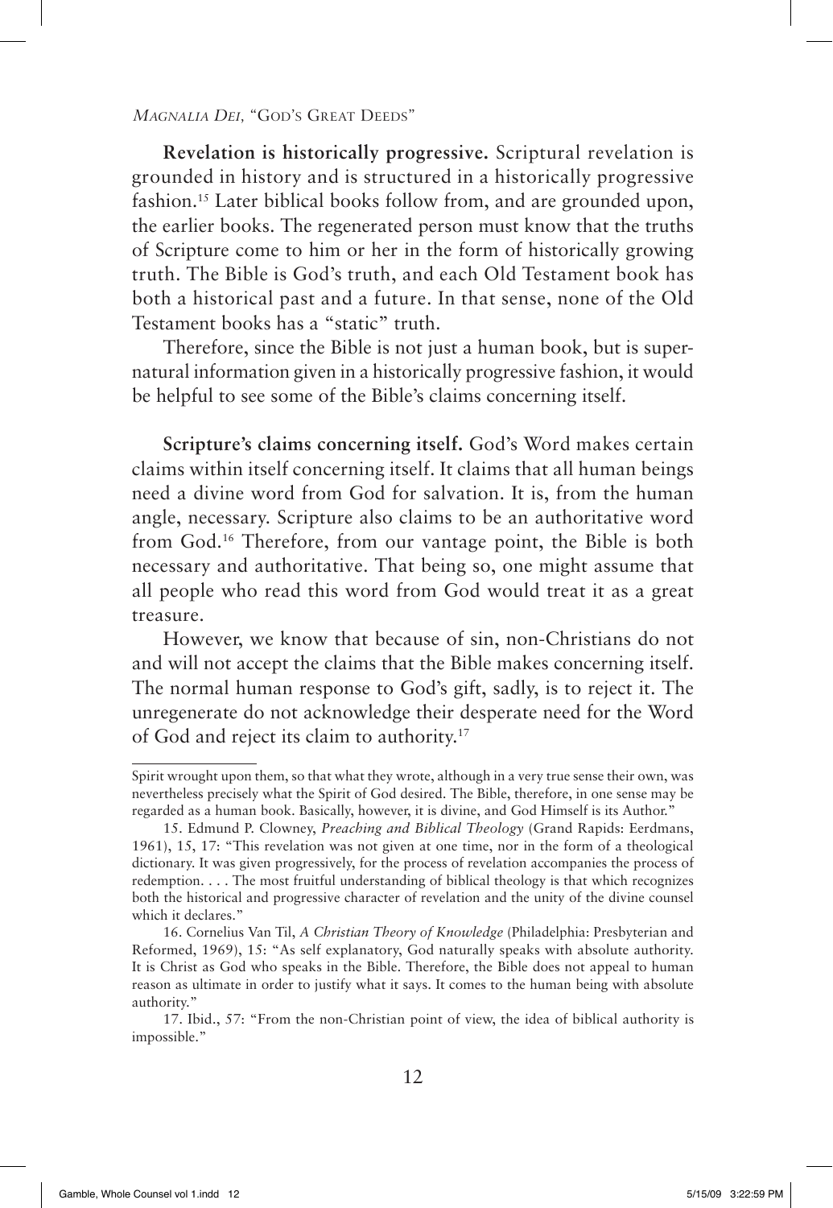**Revelation is historically progressive.** Scriptural revelation is grounded in history and is structured in a historically progressive fashion.[15] Later biblical books follow from, and are grounded upon, the earlier books. The regenerated person must know that the truths of Scripture come to him or her in the form of historically growing truth. The Bible is God's truth, and each Old Testament book has both a historical past and a future. In that sense, none of the Old Testament books has a "static" truth.

Therefore, since the Bible is not just a human book, but is supernatural information given in a historically progressive fashion, it would be helpful to see some of the Bible's claims concerning itself.

**Scripture's claims concerning itself.** God's Word makes certain claims within itself concerning itself. It claims that all human beings need a divine word from God for salvation. It is, from the human angle, necessary. Scripture also claims to be an authoritative word from God.[16] Therefore, from our vantage point, the Bible is both necessary and authoritative. That being so, one might assume that all people who read this word from God would treat it as a great treasure.

However, we know that because of sin, non-Christians do not and will not accept the claims that the Bible makes concerning itself. The normal human response to God's gift, sadly, is to reject it. The unregenerate do not acknowledge their desperate need for the Word of God and reject its claim to authority.[17]

---

Spirit wrought upon them, so that what they wrote, although in a very true sense their own, was nevertheless precisely what the Spirit of God desired. The Bible, therefore, in one sense may be regarded as a human book. Basically, however, it is divine, and God Himself is its Author."

15. Edmund P. Clowney, *Preaching and Biblical Theology* (Grand Rapids: Eerdmans, 1961), 15, 17: "This revelation was not given at one time, nor in the form of a theological dictionary. It was given progressively, for the process of revelation accompanies the process of redemption. . . . The most fruitful understanding of biblical theology is that which recognizes both the historical and progressive character of revelation and the unity of the divine counsel which it declares."

16. Cornelius Van Til, *A Christian Theory of Knowledge* (Philadelphia: Presbyterian and Reformed, 1969), 15: "As self explanatory, God naturally speaks with absolute authority. It is Christ as God who speaks in the Bible. Therefore, the Bible does not appeal to human reason as ultimate in order to justify what it says. It comes to the human being with absolute authority."

17. Ibid., 57: "From the non-Christian point of view, the idea of biblical authority is impossible."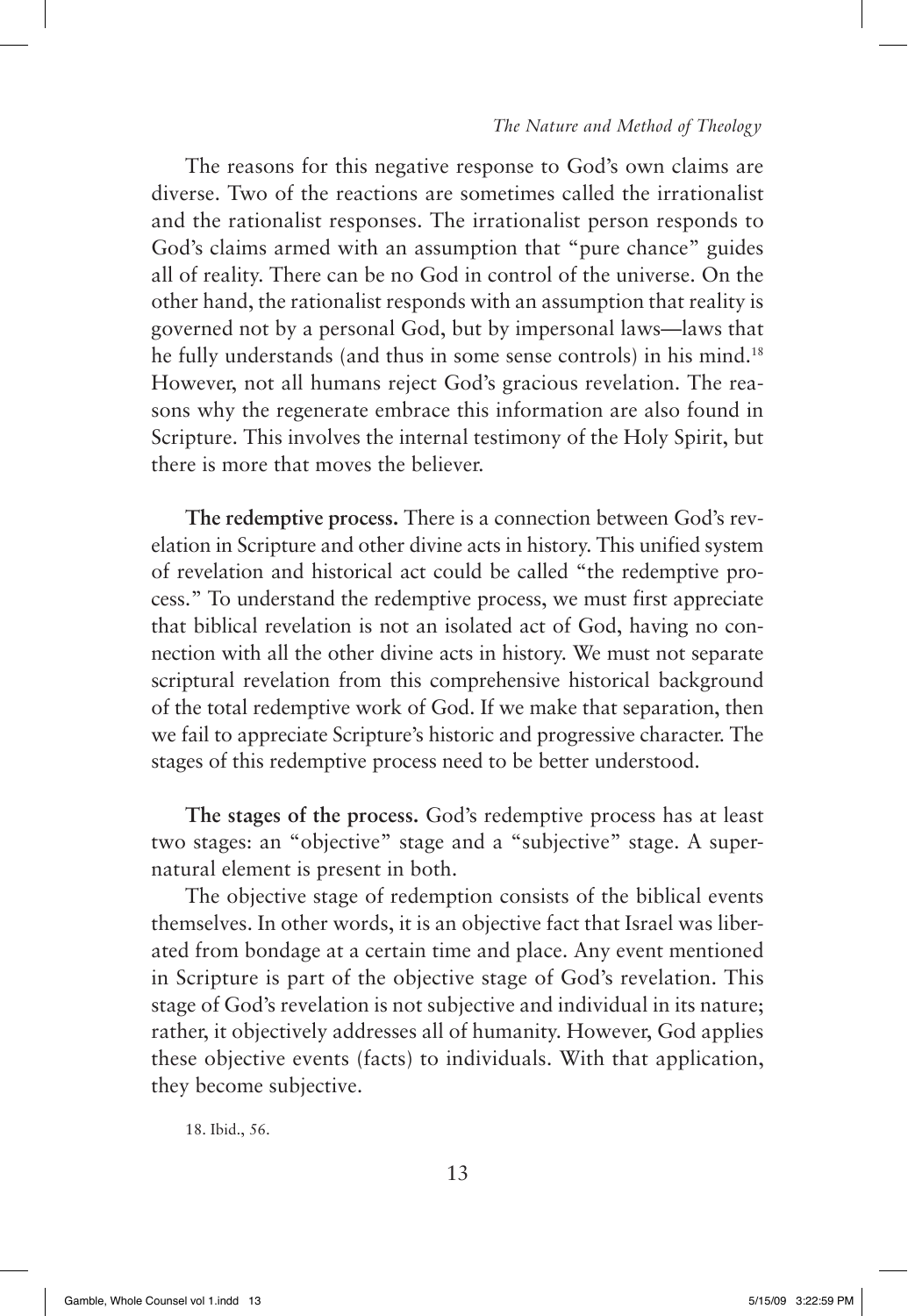The reasons for this negative response to God's own claims are diverse. Two of the reactions are sometimes called the irrationalist and the rationalist responses. The irrationalist person responds to God's claims armed with an assumption that "pure chance" guides all of reality. There can be no God in control of the universe. On the other hand, the rationalist responds with an assumption that reality is governed not by a personal God, but by impersonal laws—laws that he fully understands (and thus in some sense controls) in his mind.[18] However, not all humans reject God's gracious revelation. The reasons why the regenerate embrace this information are also found in Scripture. This involves the internal testimony of the Holy Spirit, but there is more that moves the believer.

**The redemptive process.** There is a connection between God's revelation in Scripture and other divine acts in history. This unified system of revelation and historical act could be called "the redemptive process." To understand the redemptive process, we must first appreciate that biblical revelation is not an isolated act of God, having no connection with all the other divine acts in history. We must not separate scriptural revelation from this comprehensive historical background of the total redemptive work of God. If we make that separation, then we fail to appreciate Scripture's historic and progressive character. The stages of this redemptive process need to be better understood.

**The stages of the process.** God's redemptive process has at least two stages: an "objective" stage and a "subjective" stage. A supernatural element is present in both.

The objective stage of redemption consists of the biblical events themselves. In other words, it is an objective fact that Israel was liberated from bondage at a certain time and place. Any event mentioned in Scripture is part of the objective stage of God's revelation. This stage of God's revelation is not subjective and individual in its nature; rather, it objectively addresses all of humanity. However, God applies these objective events (facts) to individuals. With that application, they become subjective.

18. Ibid., 56.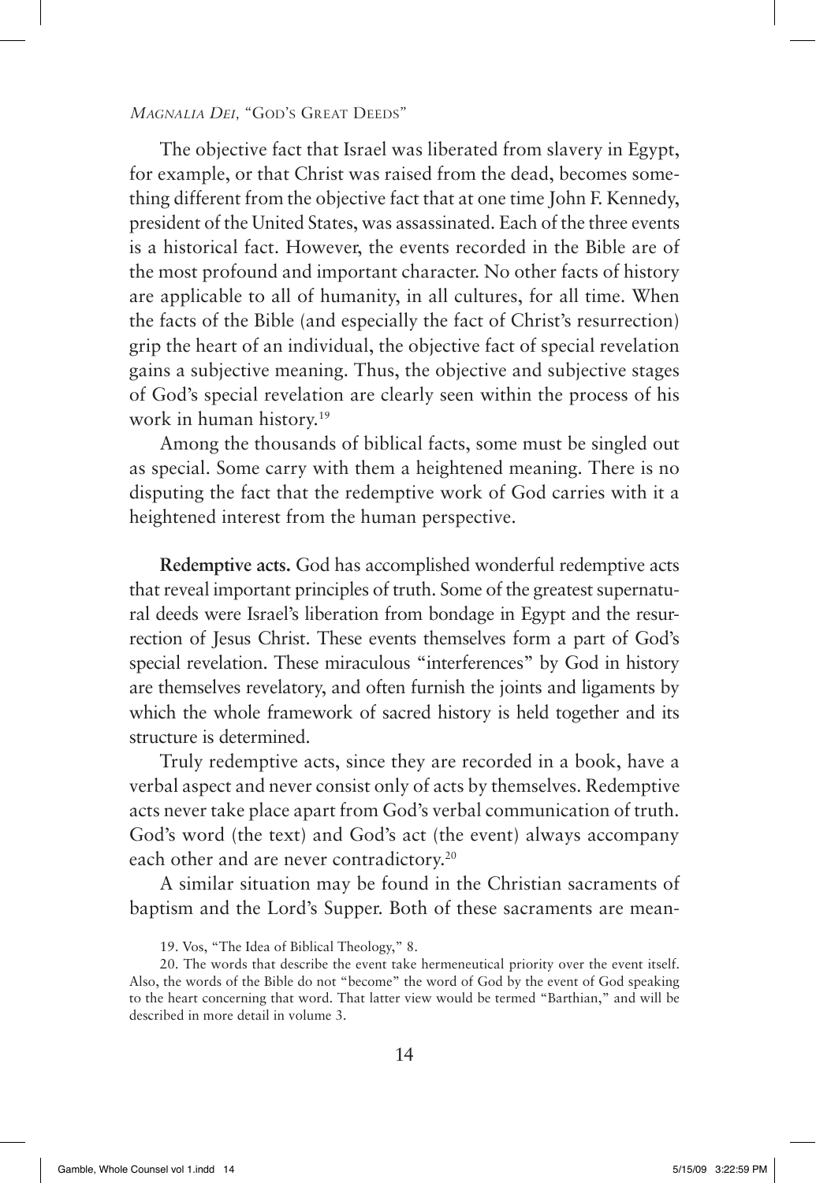The objective fact that Israel was liberated from slavery in Egypt, for example, or that Christ was raised from the dead, becomes something different from the objective fact that at one time John F. Kennedy, president of the United States, was assassinated. Each of the three events is a historical fact. However, the events recorded in the Bible are of the most profound and important character. No other facts of history are applicable to all of humanity, in all cultures, for all time. When the facts of the Bible (and especially the fact of Christ's resurrection) grip the heart of an individual, the objective fact of special revelation gains a subjective meaning. Thus, the objective and subjective stages of God's special revelation are clearly seen within the process of his work in human history.[19]

Among the thousands of biblical facts, some must be singled out as special. Some carry with them a heightened meaning. There is no disputing the fact that the redemptive work of God carries with it a heightened interest from the human perspective.

**Redemptive acts.** God has accomplished wonderful redemptive acts that reveal important principles of truth. Some of the greatest supernatural deeds were Israel's liberation from bondage in Egypt and the resurrection of Jesus Christ. These events themselves form a part of God's special revelation. These miraculous "interferences" by God in history are themselves revelatory, and often furnish the joints and ligaments by which the whole framework of sacred history is held together and its structure is determined.

Truly redemptive acts, since they are recorded in a book, have a verbal aspect and never consist only of acts by themselves. Redemptive acts never take place apart from God's verbal communication of truth. God's word (the text) and God's act (the event) always accompany each other and are never contradictory.[20]

A similar situation may be found in the Christian sacraments of baptism and the Lord's Supper. Both of these sacraments are mean-

19. Vos, "The Idea of Biblical Theology," 8.

20. The words that describe the event take hermeneutical priority over the event itself. Also, the words of the Bible do not "become" the word of God by the event of God speaking to the heart concerning that word. That latter view would be termed "Barthian," and will be described in more detail in volume 3.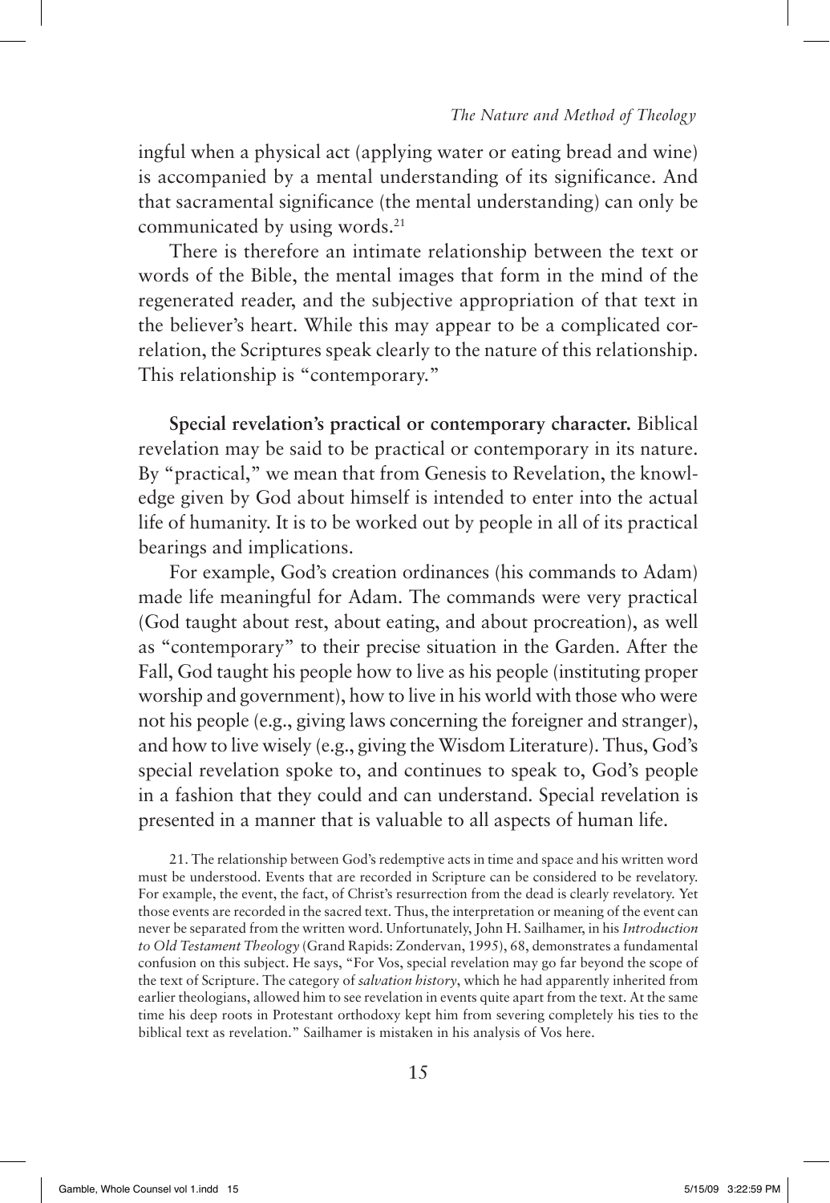ingful when a physical act (applying water or eating bread and wine) is accompanied by a mental understanding of its significance. And that sacramental significance (the mental understanding) can only be communicated by using words.[21]

There is therefore an intimate relationship between the text or words of the Bible, the mental images that form in the mind of the regenerated reader, and the subjective appropriation of that text in the believer's heart. While this may appear to be a complicated correlation, the Scriptures speak clearly to the nature of this relationship. This relationship is "contemporary."

**Special revelation's practical or contemporary character.** Biblical revelation may be said to be practical or contemporary in its nature. By "practical," we mean that from Genesis to Revelation, the knowledge given by God about himself is intended to enter into the actual life of humanity. It is to be worked out by people in all of its practical bearings and implications.

For example, God's creation ordinances (his commands to Adam) made life meaningful for Adam. The commands were very practical (God taught about rest, about eating, and about procreation), as well as "contemporary" to their precise situation in the Garden. After the Fall, God taught his people how to live as his people (instituting proper worship and government), how to live in his world with those who were not his people (e.g., giving laws concerning the foreigner and stranger), and how to live wisely (e.g., giving the Wisdom Literature). Thus, God's special revelation spoke to, and continues to speak to, God's people in a fashion that they could and can understand. Special revelation is presented in a manner that is valuable to all aspects of human life.

21. The relationship between God's redemptive acts in time and space and his written word must be understood. Events that are recorded in Scripture can be considered to be revelatory. For example, the event, the fact, of Christ's resurrection from the dead is clearly revelatory. Yet those events are recorded in the sacred text. Thus, the interpretation or meaning of the event can never be separated from the written word. Unfortunately, John H. Sailhamer, in his *Introduction to Old Testament Theology* (Grand Rapids: Zondervan, 1995), 68, demonstrates a fundamental confusion on this subject. He says, "For Vos, special revelation may go far beyond the scope of the text of Scripture. The category of *salvation history*, which he had apparently inherited from earlier theologians, allowed him to see revelation in events quite apart from the text. At the same time his deep roots in Protestant orthodoxy kept him from severing completely his ties to the biblical text as revelation." Sailhamer is mistaken in his analysis of Vos here.